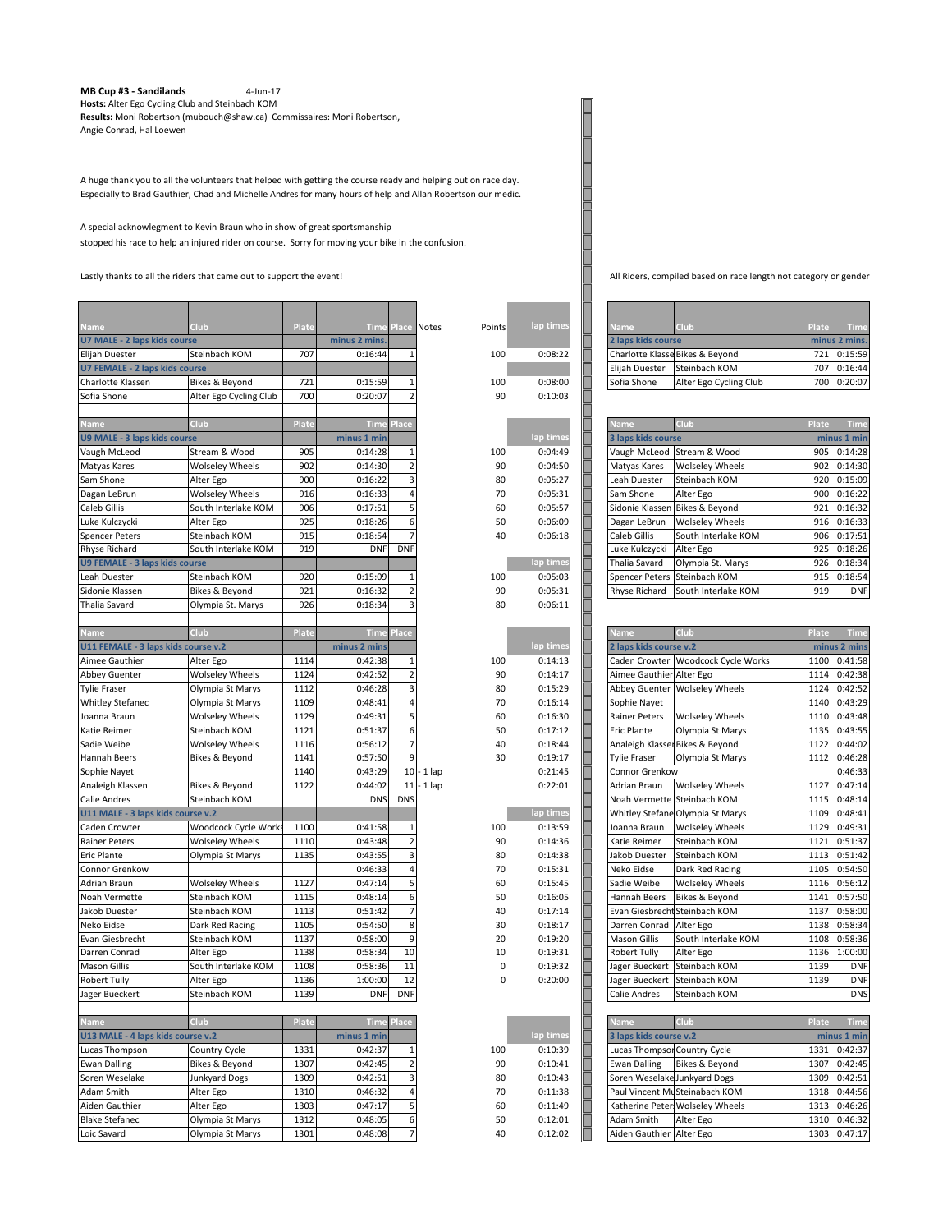**MB Cup #3 - Sandilands** 4-Jun-17

**Hosts:** Alter Ego Cycling Club and Steinbach KOM

**Results:** Moni Robertson (mubouch@shaw.ca) Commissaires: Moni Robertson, Angie Conrad, Hal Loewen

A huge thank you to all the volunteers that helped with getting the course ready and helping out on race day. Especially to Brad Gauthier, Chad and Michelle Andres for many hours of help and Allan Robertson our medic.

A special acknowlegment to Kevin Braun who in show of great sportsmanship stopped his race to help an injured rider on course. Sorry for moving your bike in the confusion.

Lastly thanks to all the riders that came out to support the event!

| Name | Club | Plate | Time | Place | Notes | Points | lap times |
|---|---|---|---|---|---|---|---|
| **U7 MALE - 2 laps kids course** | | | minus 2 mins. | | | | |
| Elijah Duester | Steinbach KOM | 707 | 0:16:44 | 1 | | 100 | 0:08:22 |
| **U7 FEMALE - 2 laps kids course** | | | | | | | |
| Charlotte Klassen | Bikes & Beyond | 721 | 0:15:59 | 1 | | 100 | 0:08:00 |
| Sofia Shone | Alter Ego Cycling Club | 700 | 0:20:07 | 2 | | 90 | 0:10:03 |

| Name | Club | Plate | Time | Place | Notes | Points | lap times |
|---|---|---|---|---|---|---|---|
| **U9 MALE - 3 laps kids course** | | | minus 1 min | | | | |
| Vaugh McLeod | Stream & Wood | 905 | 0:14:28 | 1 | | 100 | 0:04:49 |
| Matyas Kares | Wolseley Wheels | 902 | 0:14:30 | 2 | | 90 | 0:04:50 |
| Sam Shone | Alter Ego | 900 | 0:16:22 | 3 | | 80 | 0:05:27 |
| Dagan LeBrun | Wolseley Wheels | 916 | 0:16:33 | 4 | | 70 | 0:05:31 |
| Caleb Gillis | South Interlake KOM | 906 | 0:17:51 | 5 | | 60 | 0:05:57 |
| Luke Kulczycki | Alter Ego | 925 | 0:18:26 | 6 | | 50 | 0:06:09 |
| Spencer Peters | Steinbach KOM | 915 | 0:18:54 | 7 | | 40 | 0:06:18 |
| Rhyse Richard | South Interlake KOM | 919 | DNF | DNF | | | |
| **U9 FEMALE - 3 laps kids course** | | | | | | | lap times |
| Leah Duester | Steinbach KOM | 920 | 0:15:09 | 1 | | 100 | 0:05:03 |
| Sidonie Klassen | Bikes & Beyond | 921 | 0:16:32 | 2 | | 90 | 0:05:31 |
| Thalia Savard | Olympia St. Marys | 926 | 0:18:34 | 3 | | 80 | 0:06:11 |

| Name | Club | Plate | Time | Place | Notes | Points | lap times |
|---|---|---|---|---|---|---|---|
| **U11 FEMALE - 3 laps kids course v.2** | | | minus 2 mins | | | | |
| Aimee Gauthier | Alter Ego | 1114 | 0:42:38 | 1 | | 100 | 0:14:13 |
| Abbey Guenter | Wolseley Wheels | 1124 | 0:42:52 | 2 | | 90 | 0:14:17 |
| Tylie Fraser | Olympia St Marys | 1112 | 0:46:28 | 3 | | 80 | 0:15:29 |
| Whitley Stefanec | Olympia St Marys | 1109 | 0:48:41 | 4 | | 70 | 0:16:14 |
| Joanna Braun | Wolseley Wheels | 1129 | 0:49:31 | 5 | | 60 | 0:16:30 |
| Katie Reimer | Steinbach KOM | 1121 | 0:51:37 | 6 | | 50 | 0:17:12 |
| Sadie Weibe | Wolseley Wheels | 1116 | 0:56:12 | 7 | | 40 | 0:18:44 |
| Hannah Beers | Bikes & Beyond | 1141 | 0:57:50 | 9 | | 30 | 0:19:17 |
| Sophie Nayet | | 1140 | 0:43:29 | 10 | - 1 lap | | 0:21:45 |
| Analeigh Klassen | Bikes & Beyond | 1122 | 0:44:02 | 11 | - 1 lap | | 0:22:01 |
| Calie Andres | Steinbach KOM | | DNS | DNS | | | |
| **U11 MALE - 3 laps kids course v.2** | | | | | | | lap times |
| Caden Crowter | Woodcock Cycle Works | 1100 | 0:41:58 | 1 | | 100 | 0:13:59 |
| Rainer Peters | Wolseley Wheels | 1110 | 0:43:48 | 2 | | 90 | 0:14:36 |
| Eric Plante | Olympia St Marys | 1135 | 0:43:55 | 3 | | 80 | 0:14:38 |
| Connor Grenkow | | | 0:46:33 | 4 | | 70 | 0:15:31 |
| Adrian Braun | Wolseley Wheels | 1127 | 0:47:14 | 5 | | 60 | 0:15:45 |
| Noah Vermette | Steinbach KOM | 1115 | 0:48:14 | 6 | | 50 | 0:16:05 |
| Jakob Duester | Steinbach KOM | 1113 | 0:51:42 | 7 | | 40 | 0:17:14 |
| Neko Eidse | Dark Red Racing | 1105 | 0:54:50 | 8 | | 30 | 0:18:17 |
| Evan Giesbrecht | Steinbach KOM | 1137 | 0:58:00 | 9 | | 20 | 0:19:20 |
| Darren Conrad | Alter Ego | 1138 | 0:58:34 | 10 | | 10 | 0:19:31 |
| Mason Gillis | South Interlake KOM | 1108 | 0:58:36 | 11 | | 0 | 0:19:32 |
| Robert Tully | Alter Ego | 1136 | 1:00:00 | 12 | | 0 | 0:20:00 |
| Jager Bueckert | Steinbach KOM | 1139 | DNF | DNF | | | |

| Name | Club | Plate | Time | Place | Notes | Points | lap times |
|---|---|---|---|---|---|---|---|
| **U13 MALE - 4 laps kids course v.2** | | | minus 1 min | | | | |
| Lucas Thompson | Country Cycle | 1331 | 0:42:37 | 1 | | 100 | 0:10:39 |
| Ewan Dalling | Bikes & Beyond | 1307 | 0:42:45 | 2 | | 90 | 0:10:41 |
| Soren Weselake | Junkyard Dogs | 1309 | 0:42:51 | 3 | | 80 | 0:10:43 |
| Adam Smith | Alter Ego | 1310 | 0:46:32 | 4 | | 70 | 0:11:38 |
| Aiden Gauthier | Alter Ego | 1303 | 0:47:17 | 5 | | 60 | 0:11:49 |
| Blake Stefanec | Olympia St Marys | 1312 | 0:48:05 | 6 | | 50 | 0:12:01 |
| Loic Savard | Olympia St Marys | 1301 | 0:48:08 | 7 | | 40 | 0:12:02 |

All Riders, compiled based on race length not category or gender

| Name | Club | Plate | Time |
|---|---|---|---|
| **2 laps kids course** | | | minus 2 mins. |
| Charlotte Klasse | Bikes & Beyond | 721 | 0:15:59 |
| Elijah Duester | Steinbach KOM | 707 | 0:16:44 |
| Sofia Shone | Alter Ego Cycling Club | 700 | 0:20:07 |

| Name | Club | Plate | Time |
|---|---|---|---|
| **3 laps kids course** | | | minus 1 min |
| Vaugh McLeod | Stream & Wood | 905 | 0:14:28 |
| Matyas Kares | Wolseley Wheels | 902 | 0:14:30 |
| Leah Duester | Steinbach KOM | 920 | 0:15:09 |
| Sam Shone | Alter Ego | 900 | 0:16:22 |
| Sidonie Klassen | Bikes & Beyond | 921 | 0:16:32 |
| Dagan LeBrun | Wolseley Wheels | 916 | 0:16:33 |
| Caleb Gillis | South Interlake KOM | 906 | 0:17:51 |
| Luke Kulczycki | Alter Ego | 925 | 0:18:26 |
| Thalia Savard | Olympia St. Marys | 926 | 0:18:34 |
| Spencer Peters | Steinbach KOM | 915 | 0:18:54 |
| Rhyse Richard | South Interlake KOM | 919 | DNF |

| Name | Club | Plate | Time |
|---|---|---|---|
| **3 laps kids course v.2** | | | minus 2 mins |
| Caden Crowter | Woodcock Cycle Works | 1100 | 0:41:58 |
| Aimee Gauthier | Alter Ego | 1114 | 0:42:38 |
| Abbey Guenter | Wolseley Wheels | 1124 | 0:42:52 |
| Sophie Nayet | | 1140 | 0:43:29 |
| Rainer Peters | Wolseley Wheels | 1110 | 0:43:48 |
| Eric Plante | Olympia St Marys | 1135 | 0:43:55 |
| Analeigh Klasser | Bikes & Beyond | 1122 | 0:44:02 |
| Tylie Fraser | Olympia St Marys | 1112 | 0:46:28 |
| Connor Grenkow | | | 0:46:33 |
| Adrian Braun | Wolseley Wheels | 1127 | 0:47:14 |
| Noah Vermette | Steinbach KOM | 1115 | 0:48:14 |
| Whitley Stefane | Olympia St Marys | 1109 | 0:48:41 |
| Joanna Braun | Wolseley Wheels | 1129 | 0:49:31 |
| Katie Reimer | Steinbach KOM | 1121 | 0:51:37 |
| Jakob Duester | Steinbach KOM | 1113 | 0:51:42 |
| Neko Eidse | Dark Red Racing | 1105 | 0:54:50 |
| Sadie Weibe | Wolseley Wheels | 1116 | 0:56:12 |
| Hannah Beers | Bikes & Beyond | 1141 | 0:57:50 |
| Evan Giesbrecht | Steinbach KOM | 1137 | 0:58:00 |
| Darren Conrad | Alter Ego | 1138 | 0:58:34 |
| Mason Gillis | South Interlake KOM | 1108 | 0:58:36 |
| Robert Tully | Alter Ego | 1136 | 1:00:00 |
| Jager Bueckert | Steinbach KOM | 1139 | DNF |
| Jager Bueckert | Steinbach KOM | 1139 | DNF |
| Calie Andres | Steinbach KOM | | DNS |

| Name | Club | Plate | Time |
|---|---|---|---|
| **3 laps kids course v.2** | | | minus 1 min |
| Lucas Thompsor | Country Cycle | 1331 | 0:42:37 |
| Ewan Dalling | Bikes & Beyond | 1307 | 0:42:45 |
| Soren Weselake | Junkyard Dogs | 1309 | 0:42:51 |
| Paul Vincent Mu | Steinabach KOM | 1318 | 0:44:56 |
| Katherine Peter | Wolseley Wheels | 1313 | 0:46:26 |
| Adam Smith | Alter Ego | 1310 | 0:46:32 |
| Aiden Gauthier | Alter Ego | 1303 | 0:47:17 |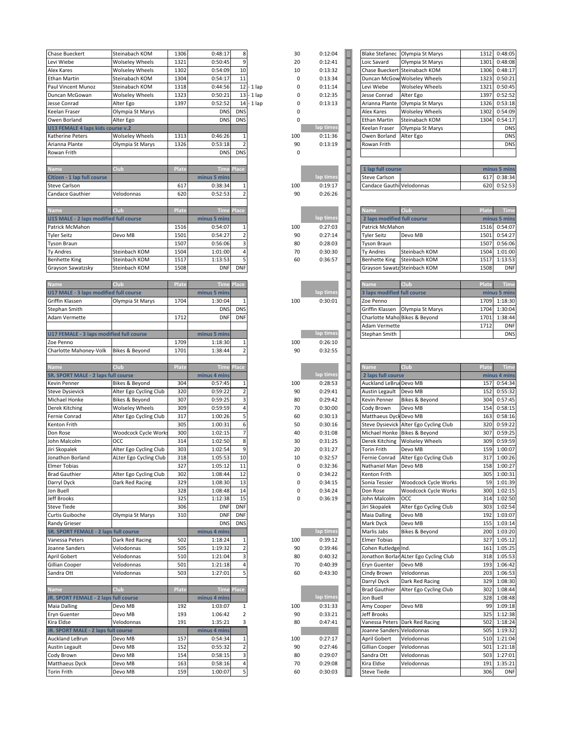| Name | Club | Plate | Time | Place | | Points | Lap time |
|---|---|---|---|---|---|---|---|
| Chase Bueckert | Steinabach KOM | 1306 | 0:48:17 | 8 | | 30 | 0:12:04 |
| Levi Wiebe | Wolseley Wheels | 1321 | 0:50:45 | 9 | | 20 | 0:12:41 |
| Alex Kares | Wolseley Wheels | 1302 | 0:54:09 | 10 | | 10 | 0:13:32 |
| Ethan Martin | Steinabach KOM | 1304 | 0:54:17 | 11 | | 0 | 0:13:34 |
| Paul Vincent Munoz | Steinabach KOM | 1318 | 0:44:56 | 12 | - 1 lap | 0 | 0:11:14 |
| Duncan McGowan | Wolseley Wheels | 1323 | 0:50:21 | 13 | - 1 lap | 0 | 0:12:35 |
| Jesse Conrad | Alter Ego | 1397 | 0:52:52 | 14 | - 1 lap | 0 | 0:13:13 |
| Keelan Fraser | Olympia St Marys | | DNS | DNS | | 0 | |
| Owen Borland | Alter Ego | | DNS | DNS | | 0 | |
| **U13 FEMALE 4 laps kids course v.2** | | | | | | | lap times |
| Katherine Peters | Wolseley Wheels | 1313 | 0:46:26 | 1 | | 100 | 0:11:36 |
| Arianna Plante | Olympia St Marys | 1326 | 0:53:18 | 2 | | 90 | 0:13:19 |
| Rowan Frith | | | DNS | DNS | | 0 | |

| Name | Club | Plate | Time | Place | Points | lap times |
|---|---|---|---|---|---|---|
| **Citizen - 1 lap full course** | | | minus 5 mins | | | |
| Steve Carlson | | 617 | 0:38:34 | 1 | 100 | 0:19:17 |
| Candace Gauthier | Velodonnas | 620 | 0:52:53 | 2 | 90 | 0:26:26 |

| Name | Club | Plate | Time | Place | Points | lap times |
|---|---|---|---|---|---|---|
| **U15 MALE - 2 laps modified full course** | | | minus 5 mins | | | |
| Patrick McMahon | | 1516 | 0:54:07 | 1 | 100 | 0:27:03 |
| Tyler Seitz | Devo MB | 1501 | 0:54:27 | 2 | 90 | 0:27:14 |
| Tyson Braun | | 1507 | 0:56:06 | 3 | 80 | 0:28:03 |
| Ty Andres | Steinbach KOM | 1504 | 1:01:00 | 4 | 70 | 0:30:30 |
| Benhette King | Steinbach KOM | 1517 | 1:13:53 | 5 | 60 | 0:36:57 |
| Grayson Sawatzsky | Steinbach KOM | 1508 | DNF | DNF | | |

| Name | Club | Plate | Time | Place | Points | lap times |
|---|---|---|---|---|---|---|
| **U17 MALE - 3 laps modified full course** | | | minus 5 mins | | | |
| Griffin Klassen | Olympia St Marys | 1704 | 1:30:04 | 1 | 100 | 0:30:01 |
| Stephan Smith | | | DNS | DNS | | |
| Adam Vermette | | 1712 | DNF | DNF | | |
| **U17 FEMALE - 3 laps modified full course** | | | minus 5 mins | | | lap times |
| Zoe Penno | | 1709 | 1:18:30 | 1 | 100 | 0:26:10 |
| Charlotte Mahoney-Volk | Bikes & Beyond | 1701 | 1:38:44 | 2 | 90 | 0:32:55 |

| Name | Club | Plate | Time | Place | Points | lap times |
|---|---|---|---|---|---|---|
| **SR. SPORT MALE - 2 laps full course** | | | minus 4 mins | | | |
| Kevin Penner | Bikes & Beyond | 304 | 0:57:45 | 1 | 100 | 0:28:53 |
| Steve Dysievick | Alter Ego Cycling Club | 320 | 0:59:22 | 2 | 90 | 0:29:41 |
| Michael Honke | Bikes & Beyond | 307 | 0:59:25 | 3 | 80 | 0:29:42 |
| Derek Kitching | Wolseley Wheels | 309 | 0:59:59 | 4 | 70 | 0:30:00 |
| Fernie Conrad | Alter Ego Cycling Club | 317 | 1:00:26 | 5 | 60 | 0:30:13 |
| Kenton Frith | | 305 | 1:00:31 | 6 | 50 | 0:30:16 |
| Don Rose | Woodcock Cycle Works | 300 | 1:02:15 | 7 | 40 | 0:31:08 |
| John Malcolm | OCC | 314 | 1:02:50 | 8 | 30 | 0:31:25 |
| Jiri Skopalek | Alter Ego Cycling Club | 303 | 1:02:54 | 9 | 20 | 0:31:27 |
| Jonathon Borland | ALter Ego Cycling Club | 318 | 1:05:53 | 10 | 10 | 0:32:57 |
| Elmer Tobias | | 327 | 1:05:12 | 11 | 0 | 0:32:36 |
| Brad Gauthier | Alter Ego Cycling Club | 302 | 1:08:44 | 12 | 0 | 0:34:22 |
| Darryl Dyck | Dark Red Racing | 329 | 1:08:30 | 13 | 0 | 0:34:15 |
| Jon Buell | | 328 | 1:08:48 | 14 | 0 | 0:34:24 |
| Jeff Brooks | | 325 | 1:12:38 | 15 | 0 | 0:36:19 |
| Steve Tiede | | 306 | DNF | DNF | | |
| Curtis Guiboche | Olympia St Marys | 310 | DNF | DNF | | |
| Randy Grieser | | | DNS | DNS | | |
| **SR. SPORT FEMALE - 2 laps full course** | | | minus 4 mins | | | lap times |
| Vanessa Peters | Dark Red Racing | 502 | 1:18:24 | 1 | 100 | 0:39:12 |
| Joanne Sanders | Velodonnas | 505 | 1:19:32 | 2 | 90 | 0:39:46 |
| April Gobert | Velodonnas | 510 | 1:21:04 | 3 | 80 | 0:40:32 |
| Gillian Cooper | Velodonnas | 501 | 1:21:18 | 4 | 70 | 0:40:39 |
| Sandra Ott | Velodonnas | 503 | 1:27:01 | 5 | 60 | 0:43:30 |

| Name | Club | Plate | Time | Place | Points | lap times |
|---|---|---|---|---|---|---|
| **JR. SPORT FEMALE - 2 laps full course** | | | minus 4 mins | | | |
| Maia Dalling | Devo MB | 192 | 1:03:07 | 1 | 100 | 0:31:33 |
| Eryn Guenter | Devo MB | 193 | 1:06:42 | 2 | 90 | 0:33:21 |
| Kira Eldse | Velodonnas | 191 | 1:35:21 | 3 | 80 | 0:47:41 |
| **JR. SPORT MALE - 2 laps full course** | | | minus 4 mins | | | |
| Auckland LeBrun | Devo MB | 157 | 0:54:34 | 1 | 100 | 0:27:17 |
| Austin Legault | Devo MB | 152 | 0:55:32 | 2 | 90 | 0:27:46 |
| Cody Brown | Devo MB | 154 | 0:58:15 | 3 | 80 | 0:29:07 |
| Matthaeus Dyck | Devo MB | 163 | 0:58:16 | 4 | 70 | 0:29:08 |
| Torin Frith | Devo MB | 159 | 1:00:07 | 5 | 60 | 0:30:03 |

| Name | Club | Plate | Time |
|---|---|---|---|
| Blake Stefanec | Olympia St Marys | 1312 | 0:48:05 |
| Loic Savard | Olympia St Marys | 1301 | 0:48:08 |
| Chase Bueckert | Steinabach KOM | 1306 | 0:48:17 |
| Duncan McGow | Wolseley Wheels | 1323 | 0:50:21 |
| Levi Wiebe | Wolseley Wheels | 1321 | 0:50:45 |
| Jesse Conrad | Alter Ego | 1397 | 0:52:52 |
| Arianna Plante | Olympia St Marys | 1326 | 0:53:18 |
| Alex Kares | Wolseley Wheels | 1302 | 0:54:09 |
| Ethan Martin | Steinabach KOM | 1304 | 0:54:17 |
| Keelan Fraser | Olympia St Marys | | DNS |
| Owen Borland | Alter Ego | | DNS |
| Rowan Frith | | | DNS |

| Name | Club | Plate | Time |
|---|---|---|---|
| **1 lap full course** | | | minus 5 mins |
| Steve Carlson | | 617 | 0:38:34 |
| Candace Gauthi | Velodonnas | 620 | 0:52:53 |

| Name | Club | Plate | Time |
|---|---|---|---|
| **2 laps modified full course** | | | minus 5 mins |
| Patrick McMahon | | 1516 | 0:54:07 |
| Tyler Seitz | Devo MB | 1501 | 0:54:27 |
| Tyson Braun | | 1507 | 0:56:06 |
| Ty Andres | Steinbach KOM | 1504 | 1:01:00 |
| Benhette King | Steinbach KOM | 1517 | 1:13:53 |
| Grayson Sawatz | Steinbach KOM | 1508 | DNF |

| Name | Club | Plate | Time |
|---|---|---|---|
| **3 laps modified full course** | | | minus 5 mins |
| Zoe Penno | | 1709 | 1:18:30 |
| Griffin Klassen | Olympia St Marys | 1704 | 1:30:04 |
| Charlotte Maho | Bikes & Beyond | 1701 | 1:38:44 |
| Adam Vermette | | 1712 | DNF |
| Stephan Smith | | | DNS |

| Name | Club | Plate | Time |
|---|---|---|---|
| **2 laps full course** | | | minus 4 mins |
| Auckland LeBru | Devo MB | 157 | 0:54:34 |
| Austin Legault | Devo MB | 152 | 0:55:32 |
| Kevin Penner | Bikes & Beyond | 304 | 0:57:45 |
| Cody Brown | Devo MB | 154 | 0:58:15 |
| Matthaeus Dyck | Devo MB | 163 | 0:58:16 |
| Steve Dysievick | Alter Ego Cycling Club | 320 | 0:59:22 |
| Michael Honke | Bikes & Beyond | 307 | 0:59:25 |
| Derek Kitching | Wolseley Wheels | 309 | 0:59:59 |
| Torin Frith | Devo MB | 159 | 1:00:07 |
| Fernie Conrad | Alter Ego Cycling Club | 317 | 1:00:26 |
| Nathaniel Man | Devo MB | 158 | 1:00:27 |
| Kenton Frith | | 305 | 1:00:31 |
| Sonia Tessier | Woodcock Cycle Works | 59 | 1:01:39 |
| Don Rose | Woodcock Cycle Works | 300 | 1:02:15 |
| John Malcolm | OCC | 314 | 1:02:50 |
| Jiri Skopalek | Alter Ego Cycling Club | 303 | 1:02:54 |
| Maia Dalling | Devo MB | 192 | 1:03:07 |
| Mark Dyck | Devo MB | 155 | 1:03:14 |
| Marlis Jabs | Bikes & Beyond | 200 | 1:03:20 |
| Elmer Tobias | | 327 | 1:05:12 |
| Cohen Rutledge | Ind. | 161 | 1:05:25 |
| Jonathon Borlar | ALter Ego Cycling Club | 318 | 1:05:53 |
| Eryn Guenter | Devo MB | 193 | 1:06:42 |
| Cindy Brown | Velodonnas | 203 | 1:06:53 |
| Darryl Dyck | Dark Red Racing | 329 | 1:08:30 |
| Brad Gauthier | Alter Ego Cycling Club | 302 | 1:08:44 |
| Jon Buell | | 328 | 1:08:48 |
| Amy Cooper | Devo MB | 99 | 1:09:18 |
| Jeff Brooks | | 325 | 1:12:38 |
| Vanessa Peters | Dark Red Racing | 502 | 1:18:24 |
| Joanne Sanders | Velodonnas | 505 | 1:19:32 |
| April Gobert | Velodonnas | 510 | 1:21:04 |
| Gillian Cooper | Velodonnas | 501 | 1:21:18 |
| Sandra Ott | Velodonnas | 503 | 1:27:01 |
| Kira Eldse | Velodonnas | 191 | 1:35:21 |
| Steve Tiede | | 306 | DNF |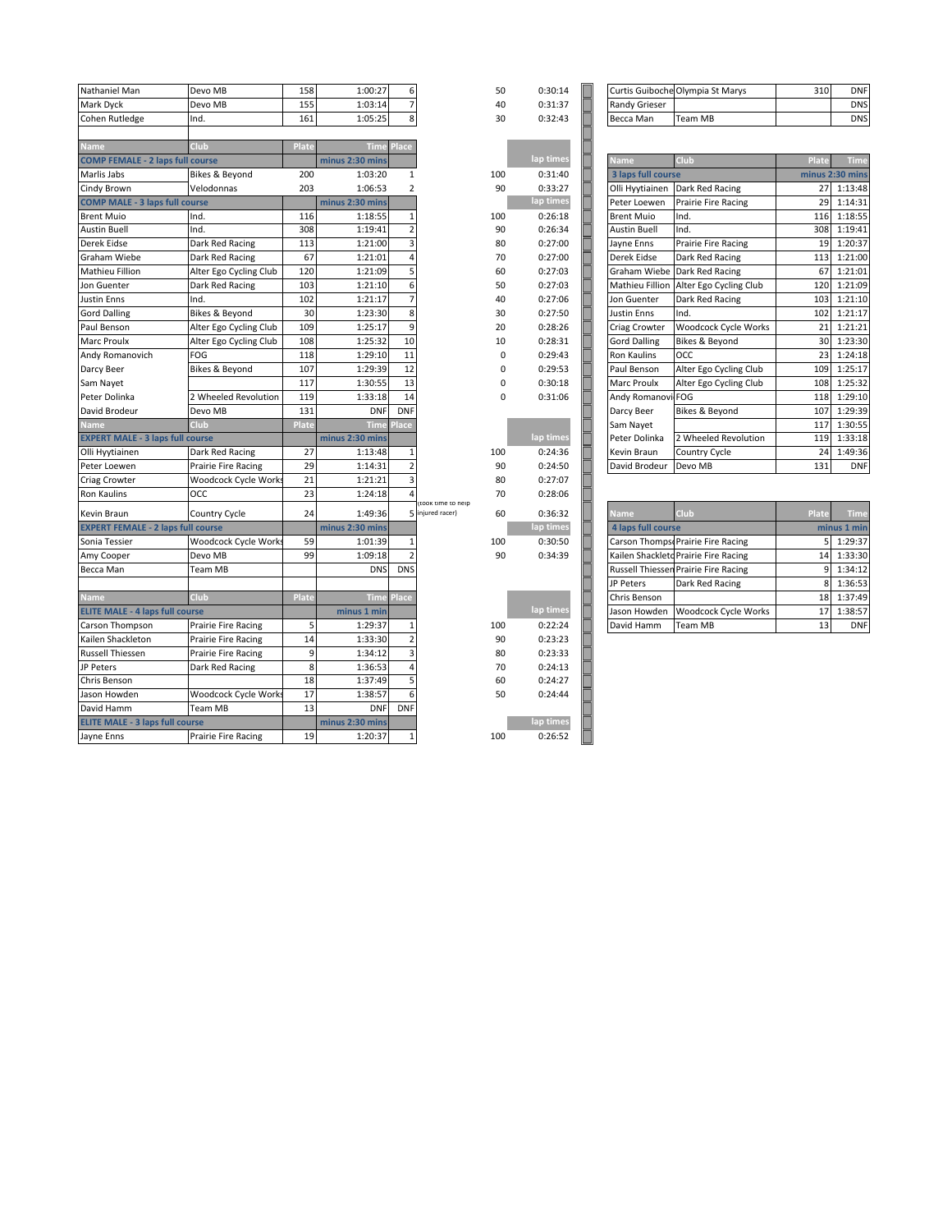| Name | Club | Plate | Time | Place | | Points | Lap times |
|---|---|---|---|---|---|---|---|
| Nathaniel Man | Devo MB | 158 | 1:00:27 | 6 | | 50 | 0:30:14 |
| Mark Dyck | Devo MB | 155 | 1:03:14 | 7 | | 40 | 0:31:37 |
| Cohen Rutledge | Ind. | 161 | 1:05:25 | 8 | | 30 | 0:32:43 |

| Name | Club | Plate | Time | Place | | | lap times |
|---|---|---|---|---|---|---|---|
| COMP FEMALE - 2 laps full course | | | minus 2:30 mins | | | | |
| Marlis Jabs | Bikes & Beyond | 200 | 1:03:20 | 1 | | 100 | 0:31:40 |
| Cindy Brown | Velodonnas | 203 | 1:06:53 | 2 | | 90 | 0:33:27 |
| COMP MALE - 3 laps full course | | | minus 2:30 mins | | | | lap times |
| Brent Muio | Ind. | 116 | 1:18:55 | 1 | | 100 | 0:26:18 |
| Austin Buell | Ind. | 308 | 1:19:41 | 2 | | 90 | 0:26:34 |
| Derek Eidse | Dark Red Racing | 113 | 1:21:00 | 3 | | 80 | 0:27:00 |
| Graham Wiebe | Dark Red Racing | 67 | 1:21:01 | 4 | | 70 | 0:27:00 |
| Mathieu Fillion | Alter Ego Cycling Club | 120 | 1:21:09 | 5 | | 60 | 0:27:03 |
| Jon Guenter | Dark Red Racing | 103 | 1:21:10 | 6 | | 50 | 0:27:03 |
| Justin Enns | Ind. | 102 | 1:21:17 | 7 | | 40 | 0:27:06 |
| Gord Dalling | Bikes & Beyond | 30 | 1:23:30 | 8 | | 30 | 0:27:50 |
| Paul Benson | Alter Ego Cycling Club | 109 | 1:25:17 | 9 | | 20 | 0:28:26 |
| Marc Proulx | Alter Ego Cycling Club | 108 | 1:25:32 | 10 | | 10 | 0:28:31 |
| Andy Romanovich | FOG | 118 | 1:29:10 | 11 | | 0 | 0:29:43 |
| Darcy Beer | Bikes & Beyond | 107 | 1:29:39 | 12 | | 0 | 0:29:53 |
| Sam Nayet | | 117 | 1:30:55 | 13 | | 0 | 0:30:18 |
| Peter Dolinka | 2 Wheeled Revolution | 119 | 1:33:18 | 14 | | 0 | 0:31:06 |
| David Brodeur | Devo MB | 131 | DNF | DNF | | | |

| Name | Club | Plate | Time | Place | | | lap times |
|---|---|---|---|---|---|---|---|
| EXPERT MALE - 3 laps full course | | | minus 2:30 mins | | | | |
| Olli Hyytiainen | Dark Red Racing | 27 | 1:13:48 | 1 | | 100 | 0:24:36 |
| Peter Loewen | Prairie Fire Racing | 29 | 1:14:31 | 2 | | 90 | 0:24:50 |
| Criag Crowter | Woodcock Cycle Works | 21 | 1:21:21 | 3 | | 80 | 0:27:07 |
| Ron Kaulins | OCC | 23 | 1:24:18 | 4 | | 70 | 0:28:06 |
| Kevin Braun | Country Cycle | 24 | 1:49:36 | 5 | (took time to help injured racer) | 60 | 0:36:32 |
| EXPERT FEMALE - 2 laps full course | | | minus 2:30 mins | | | | lap times |
| Sonia Tessier | Woodcock Cycle Works | 59 | 1:01:39 | 1 | | 100 | 0:30:50 |
| Amy Cooper | Devo MB | 99 | 1:09:18 | 2 | | 90 | 0:34:39 |
| Becca Man | Team MB | | DNS | DNS | | | |

| Name | Club | Plate | Time | Place | | | lap times |
|---|---|---|---|---|---|---|---|
| ELITE MALE - 4 laps full course | | | minus 1 min | | | | |
| Carson Thompson | Prairie Fire Racing | 5 | 1:29:37 | 1 | | 100 | 0:22:24 |
| Kailen Shackleton | Prairie Fire Racing | 14 | 1:33:30 | 2 | | 90 | 0:23:23 |
| Russell Thiessen | Prairie Fire Racing | 9 | 1:34:12 | 3 | | 80 | 0:23:33 |
| JP Peters | Dark Red Racing | 8 | 1:36:53 | 4 | | 70 | 0:24:13 |
| Chris Benson | | 18 | 1:37:49 | 5 | | 60 | 0:24:27 |
| Jason Howden | Woodcock Cycle Works | 17 | 1:38:57 | 6 | | 50 | 0:24:44 |
| David Hamm | Team MB | 13 | DNF | DNF | | | |
| ELITE MALE - 3 laps full course | | | minus 2:30 mins | | | | lap times |
| Jayne Enns | Prairie Fire Racing | 19 | 1:20:37 | 1 | | 100 | 0:26:52 |

| Name | Club | Plate | Time |
|---|---|---|---|
| Curtis Guiboche | Olympia St Marys | 310 | DNF |
| Randy Grieser | | | DNS |
| Becca Man | Team MB | | DNS |

| Name | Club | Plate | Time |
|---|---|---|---|
| 3 laps full course | | | minus 2:30 mins |
| Olli Hyytiainen | Dark Red Racing | 27 | 1:13:48 |
| Peter Loewen | Prairie Fire Racing | 29 | 1:14:31 |
| Brent Muio | Ind. | 116 | 1:18:55 |
| Austin Buell | Ind. | 308 | 1:19:41 |
| Jayne Enns | Prairie Fire Racing | 19 | 1:20:37 |
| Derek Eidse | Dark Red Racing | 113 | 1:21:00 |
| Graham Wiebe | Dark Red Racing | 67 | 1:21:01 |
| Mathieu Fillion | Alter Ego Cycling Club | 120 | 1:21:09 |
| Jon Guenter | Dark Red Racing | 103 | 1:21:10 |
| Justin Enns | Ind. | 102 | 1:21:17 |
| Criag Crowter | Woodcock Cycle Works | 21 | 1:21:21 |
| Gord Dalling | Bikes & Beyond | 30 | 1:23:30 |
| Ron Kaulins | OCC | 23 | 1:24:18 |
| Paul Benson | Alter Ego Cycling Club | 109 | 1:25:17 |
| Marc Proulx | Alter Ego Cycling Club | 108 | 1:25:32 |
| Andy Romanovi | FOG | 118 | 1:29:10 |
| Darcy Beer | Bikes & Beyond | 107 | 1:29:39 |
| Sam Nayet | | 117 | 1:30:55 |
| Peter Dolinka | 2 Wheeled Revolution | 119 | 1:33:18 |
| Kevin Braun | Country Cycle | 24 | 1:49:36 |
| David Brodeur | Devo MB | 131 | DNF |

| Name | Club | Plate | Time |
|---|---|---|---|
| 4 laps full course | | | minus 1 min |
| Carson Thompson | Prairie Fire Racing | 5 | 1:29:37 |
| Kailen Shackleton | Prairie Fire Racing | 14 | 1:33:30 |
| Russell Thiessen | Prairie Fire Racing | 9 | 1:34:12 |
| JP Peters | Dark Red Racing | 8 | 1:36:53 |
| Chris Benson | | 18 | 1:37:49 |
| Jason Howden | Woodcock Cycle Works | 17 | 1:38:57 |
| David Hamm | Team MB | 13 | DNF |